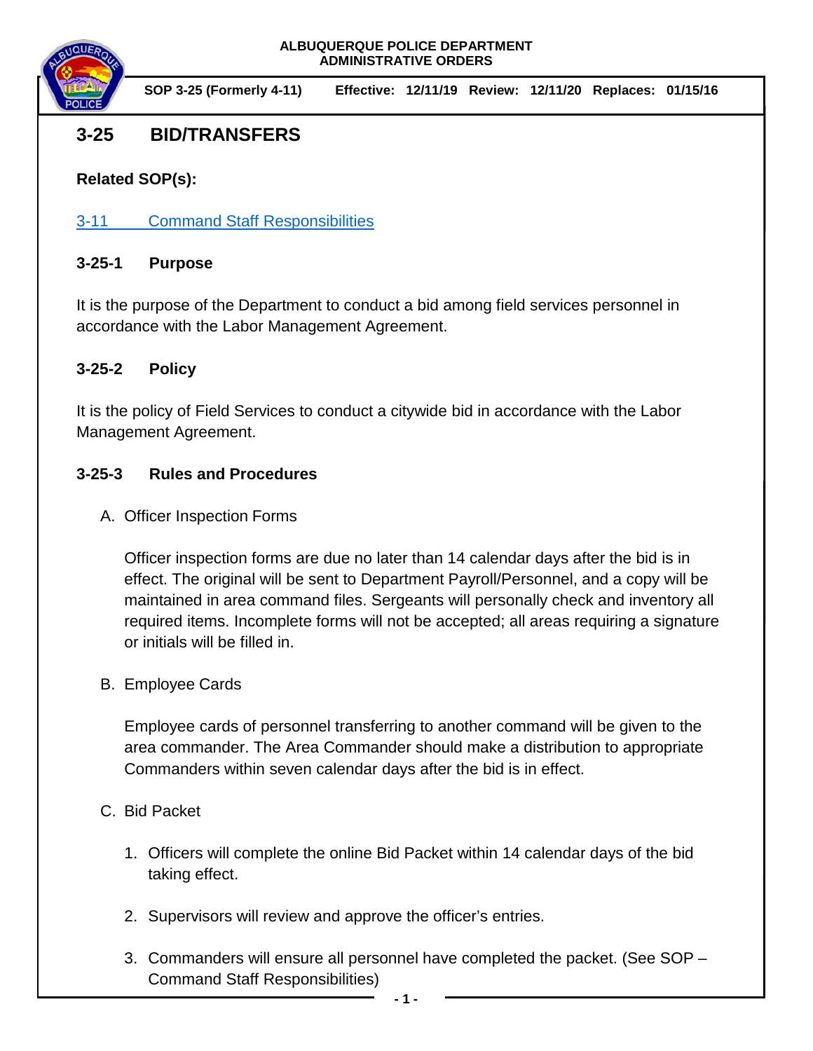**ALBUQUERQUE POLICE DEPARTMENT**
**ADMINISTRATIVE ORDERS**

**SOP 3-25 (Formerly 4-11) Effective: 12/11/19 Review: 12/11/20 Replaces: 01/15/16**

# 3-25 BID/TRANSFERS

**Related SOP(s):**

3-11 Command Staff Responsibilities

## 3-25-1 Purpose

It is the purpose of the Department to conduct a bid among field services personnel in accordance with the Labor Management Agreement.

## 3-25-2 Policy

It is the policy of Field Services to conduct a citywide bid in accordance with the Labor Management Agreement.

## 3-25-3 Rules and Procedures

A. Officer Inspection Forms

Officer inspection forms are due no later than 14 calendar days after the bid is in effect. The original will be sent to Department Payroll/Personnel, and a copy will be maintained in area command files. Sergeants will personally check and inventory all required items. Incomplete forms will not be accepted; all areas requiring a signature or initials will be filled in.

B. Employee Cards

Employee cards of personnel transferring to another command will be given to the area commander. The Area Commander should make a distribution to appropriate Commanders within seven calendar days after the bid is in effect.

C. Bid Packet

1. Officers will complete the online Bid Packet within 14 calendar days of the bid taking effect.

2. Supervisors will review and approve the officer's entries.

3. Commanders will ensure all personnel have completed the packet. (See SOP – Command Staff Responsibilities)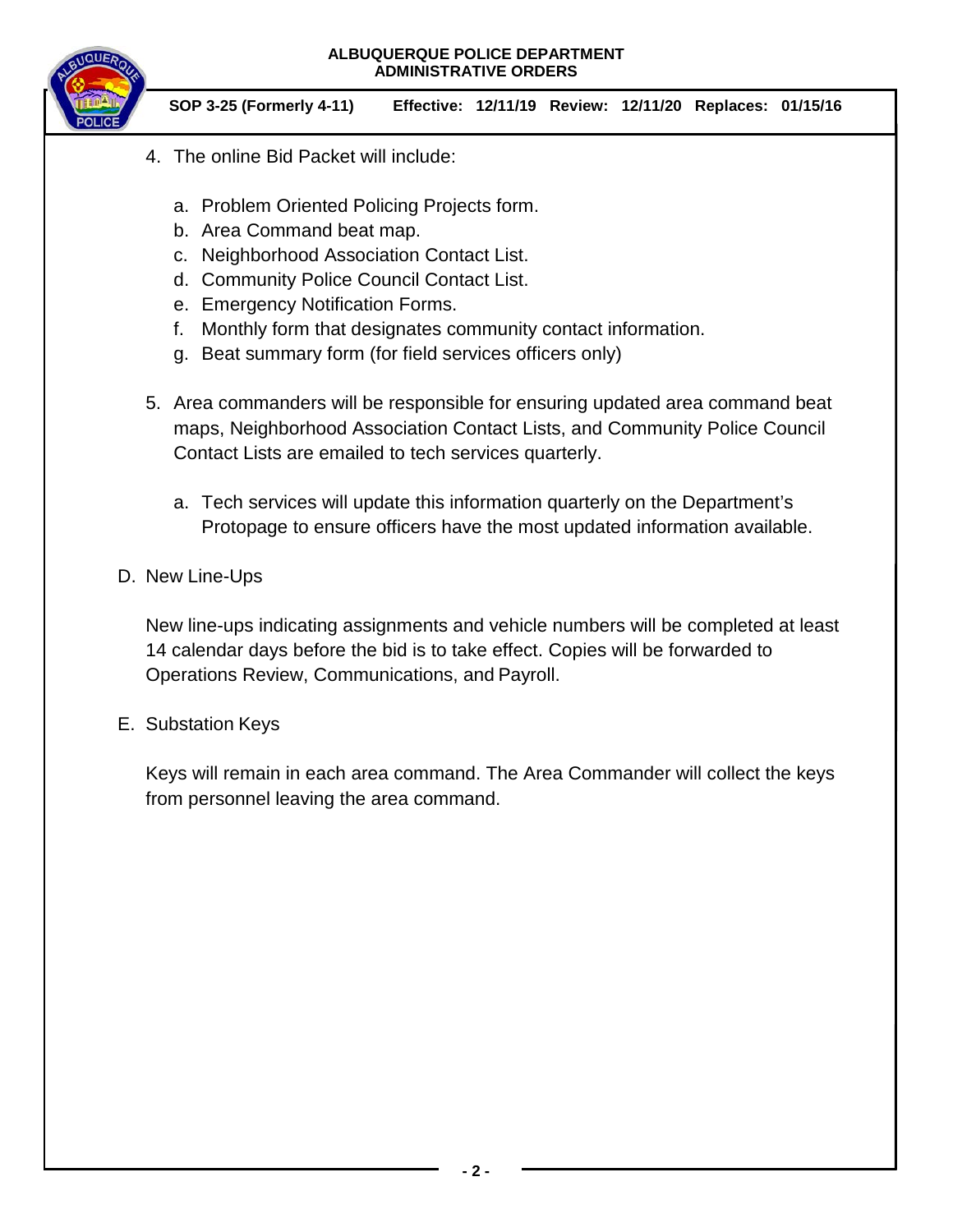4. The online Bid Packet will include:

   a. Problem Oriented Policing Projects form.
   b. Area Command beat map.
   c. Neighborhood Association Contact List.
   d. Community Police Council Contact List.
   e. Emergency Notification Forms.
   f. Monthly form that designates community contact information.
   g. Beat summary form (for field services officers only)

5. Area commanders will be responsible for ensuring updated area command beat maps, Neighborhood Association Contact Lists, and Community Police Council Contact Lists are emailed to tech services quarterly.

   a. Tech services will update this information quarterly on the Department's Protopage to ensure officers have the most updated information available.

D. New Line-Ups

New line-ups indicating assignments and vehicle numbers will be completed at least 14 calendar days before the bid is to take effect. Copies will be forwarded to Operations Review, Communications, and Payroll.

E. Substation Keys

Keys will remain in each area command. The Area Commander will collect the keys from personnel leaving the area command.